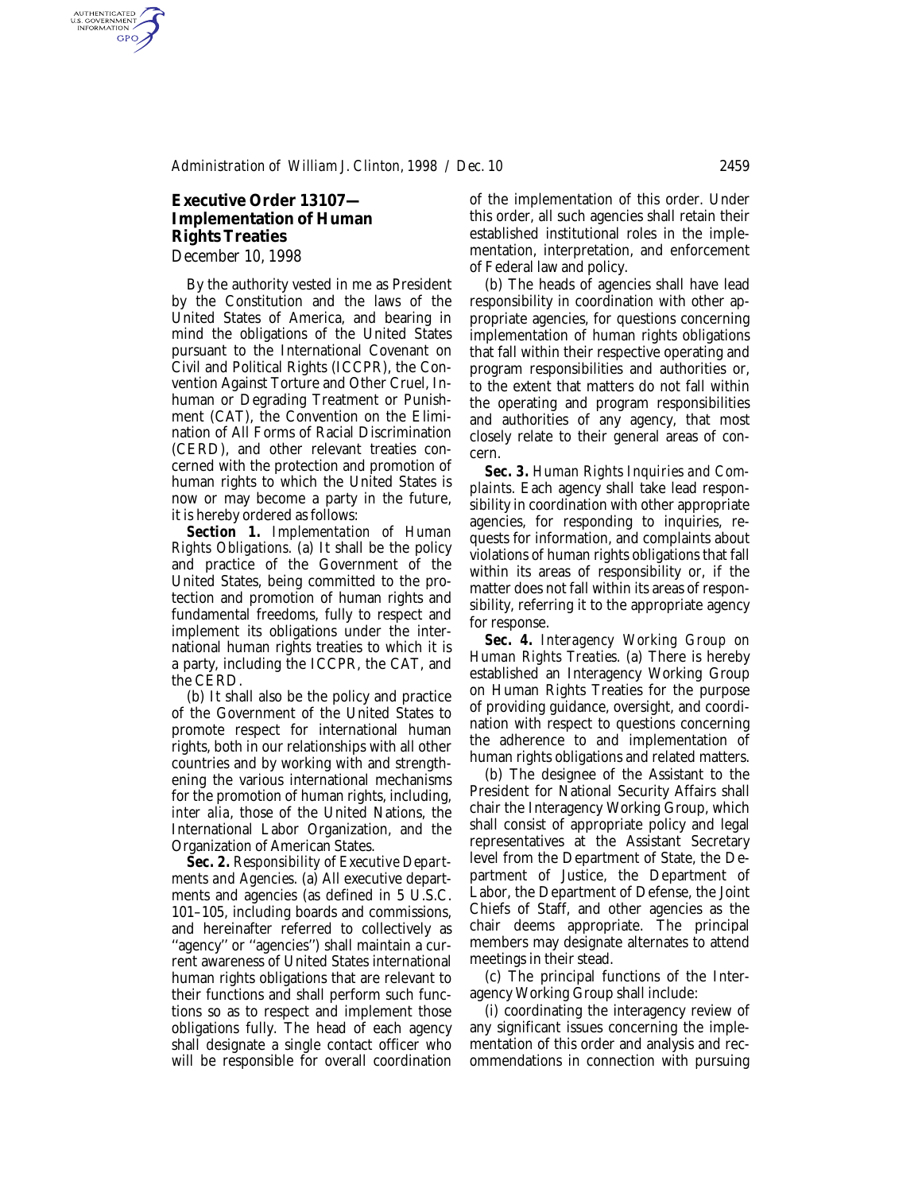## Executive Order 13107—Implementation of Human Rights Treaties

*December 10, 1998*

By the authority vested in me as President by the Constitution and the laws of the United States of America, and bearing in mind the obligations of the United States pursuant to the International Covenant on Civil and Political Rights (ICCPR), the Convention Against Torture and Other Cruel, Inhuman or Degrading Treatment or Punishment (CAT), the Convention on the Elimination of All Forms of Racial Discrimination (CERD), and other relevant treaties concerned with the protection and promotion of human rights to which the United States is now or may become a party in the future, it is hereby ordered as follows:

**Section 1.** *Implementation of Human Rights Obligations.* (a) It shall be the policy and practice of the Government of the United States, being committed to the protection and promotion of human rights and fundamental freedoms, fully to respect and implement its obligations under the international human rights treaties to which it is a party, including the ICCPR, the CAT, and the CERD.

(b) It shall also be the policy and practice of the Government of the United States to promote respect for international human rights, both in our relationships with all other countries and by working with and strengthening the various international mechanisms for the promotion of human rights, including, *inter alia,* those of the United Nations, the International Labor Organization, and the Organization of American States.

**Sec. 2.** *Responsibility of Executive Departments and Agencies.* (a) All executive departments and agencies (as defined in 5 U.S.C. 101–105, including boards and commissions, and hereinafter referred to collectively as ''agency'' or ''agencies'') shall maintain a current awareness of United States international human rights obligations that are relevant to their functions and shall perform such functions so as to respect and implement those obligations fully. The head of each agency shall designate a single contact officer who will be responsible for overall coordination of the implementation of this order. Under this order, all such agencies shall retain their established institutional roles in the implementation, interpretation, and enforcement of Federal law and policy.

(b) The heads of agencies shall have lead responsibility in coordination with other appropriate agencies, for questions concerning implementation of human rights obligations that fall within their respective operating and program responsibilities and authorities or, to the extent that matters do not fall within the operating and program responsibilities and authorities of any agency, that most closely relate to their general areas of concern.

**Sec. 3.** *Human Rights Inquiries and Complaints.* Each agency shall take lead responsibility in coordination with other appropriate agencies, for responding to inquiries, requests for information, and complaints about violations of human rights obligations that fall within its areas of responsibility or, if the matter does not fall within its areas of responsibility, referring it to the appropriate agency for response.

**Sec. 4.** *Interagency Working Group on Human Rights Treaties.* (a) There is hereby established an Interagency Working Group on Human Rights Treaties for the purpose of providing guidance, oversight, and coordination with respect to questions concerning the adherence to and implementation of human rights obligations and related matters.

(b) The designee of the Assistant to the President for National Security Affairs shall chair the Interagency Working Group, which shall consist of appropriate policy and legal representatives at the Assistant Secretary level from the Department of State, the Department of Justice, the Department of Labor, the Department of Defense, the Joint Chiefs of Staff, and other agencies as the chair deems appropriate. The principal members may designate alternates to attend meetings in their stead.

(c) The principal functions of the Interagency Working Group shall include:

(i) coordinating the interagency review of any significant issues concerning the implementation of this order and analysis and recommendations in connection with pursuing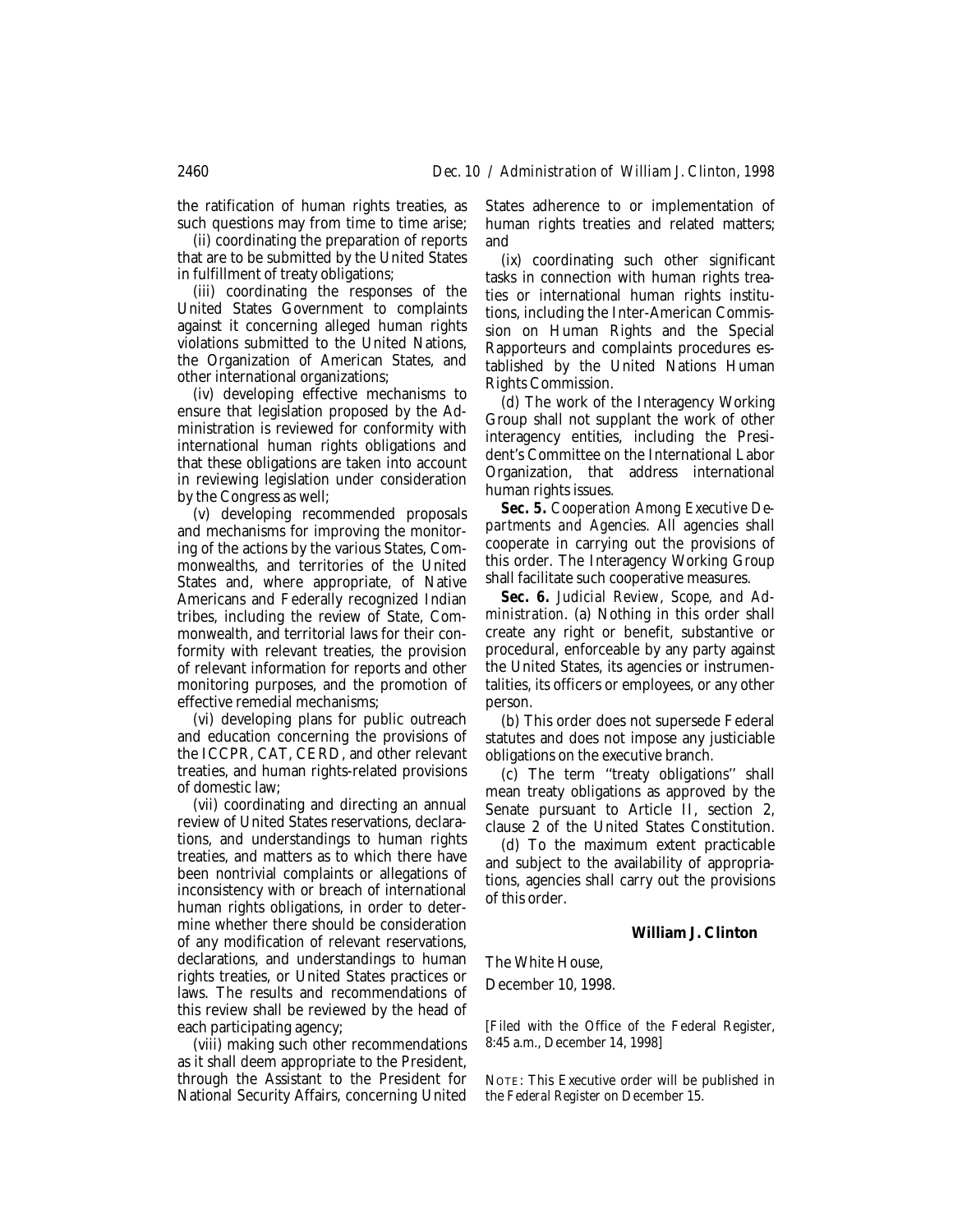the ratification of human rights treaties, as such questions may from time to time arise;

(ii) coordinating the preparation of reports that are to be submitted by the United States in fulfillment of treaty obligations;

(iii) coordinating the responses of the United States Government to complaints against it concerning alleged human rights violations submitted to the United Nations, the Organization of American States, and other international organizations;

(iv) developing effective mechanisms to ensure that legislation proposed by the Administration is reviewed for conformity with international human rights obligations and that these obligations are taken into account in reviewing legislation under consideration by the Congress as well;

(v) developing recommended proposals and mechanisms for improving the monitoring of the actions by the various States, Commonwealths, and territories of the United States and, where appropriate, of Native Americans and Federally recognized Indian tribes, including the review of State, Commonwealth, and territorial laws for their conformity with relevant treaties, the provision of relevant information for reports and other monitoring purposes, and the promotion of effective remedial mechanisms;

(vi) developing plans for public outreach and education concerning the provisions of the ICCPR, CAT, CERD, and other relevant treaties, and human rights-related provisions of domestic law;

(vii) coordinating and directing an annual review of United States reservations, declarations, and understandings to human rights treaties, and matters as to which there have been nontrivial complaints or allegations of inconsistency with or breach of international human rights obligations, in order to determine whether there should be consideration of any modification of relevant reservations, declarations, and understandings to human rights treaties, or United States practices or laws. The results and recommendations of this review shall be reviewed by the head of each participating agency;

(viii) making such other recommendations as it shall deem appropriate to the President, through the Assistant to the President for National Security Affairs, concerning United States adherence to or implementation of human rights treaties and related matters; and

(ix) coordinating such other significant tasks in connection with human rights treaties or international human rights institutions, including the Inter-American Commission on Human Rights and the Special Rapporteurs and complaints procedures established by the United Nations Human Rights Commission.

(d) The work of the Interagency Working Group shall not supplant the work of other interagency entities, including the President's Committee on the International Labor Organization, that address international human rights issues.

**Sec. 5.** *Cooperation Among Executive Departments and Agencies.* All agencies shall cooperate in carrying out the provisions of this order. The Interagency Working Group shall facilitate such cooperative measures.

**Sec. 6.** *Judicial Review, Scope, and Administration.* (a) Nothing in this order shall create any right or benefit, substantive or procedural, enforceable by any party against the United States, its agencies or instrumentalities, its officers or employees, or any other person.

(b) This order does not supersede Federal statutes and does not impose any justiciable obligations on the executive branch.

(c) The term ''treaty obligations'' shall mean treaty obligations as approved by the Senate pursuant to Article II, section 2, clause 2 of the United States Constitution.

(d) To the maximum extent practicable and subject to the availability of appropriations, agencies shall carry out the provisions of this order.

**William J. Clinton**

The White House,

December 10, 1998.

[Filed with the Office of the Federal Register, 8:45 a.m., December 14, 1998]

NOTE: This Executive order will be published in the *Federal Register* on December 15.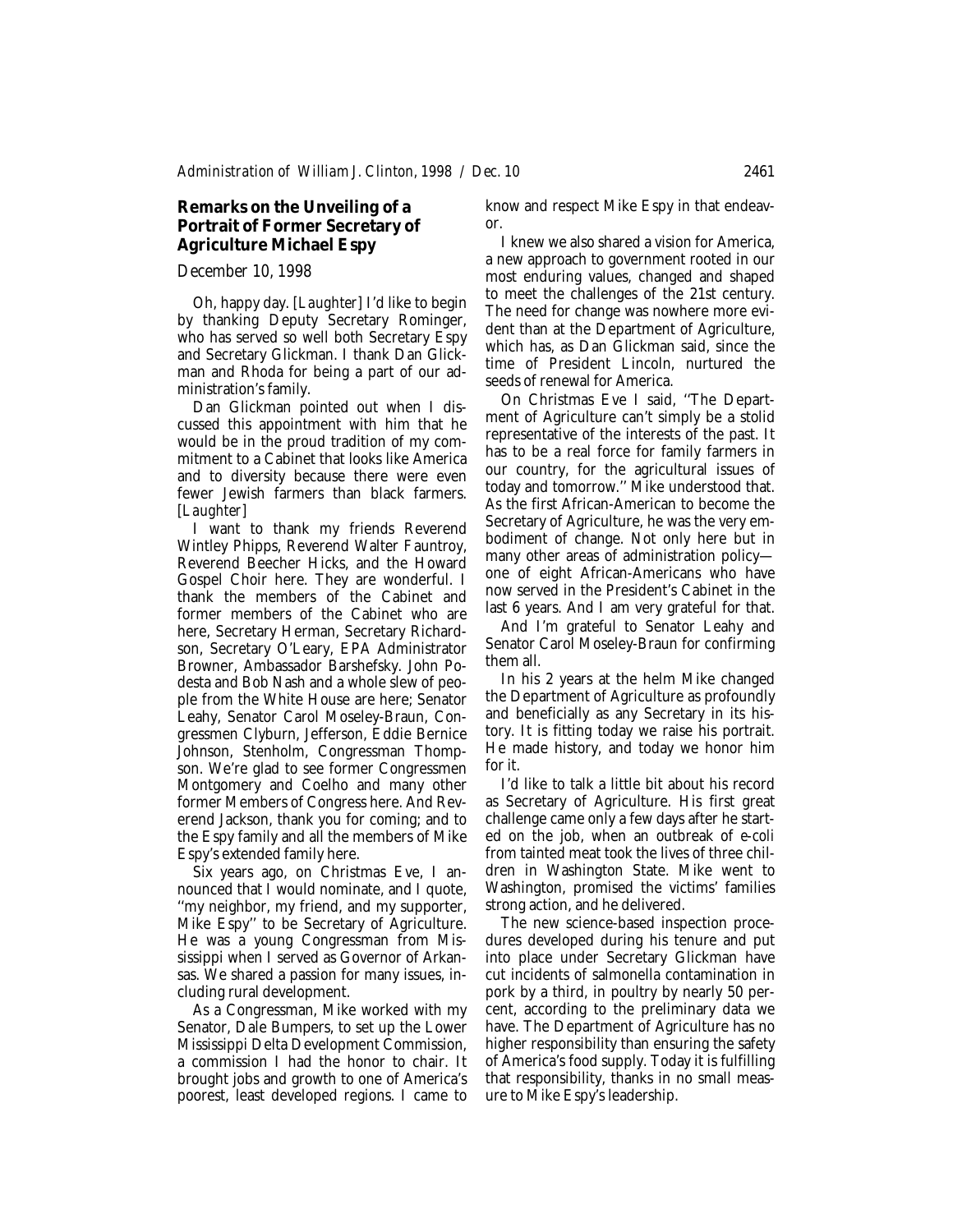## Remarks on the Unveiling of a Portrait of Former Secretary of Agriculture Michael Espy

*December 10, 1998*

Oh, happy day. [*Laughter*] I'd like to begin by thanking Deputy Secretary Rominger, who has served so well both Secretary Espy and Secretary Glickman. I thank Dan Glickman and Rhoda for being a part of our administration's family.

Dan Glickman pointed out when I discussed this appointment with him that he would be in the proud tradition of my commitment to a Cabinet that looks like America and to diversity because there were even fewer Jewish farmers than black farmers. [*Laughter*]

I want to thank my friends Reverend Wintley Phipps, Reverend Walter Fauntroy, Reverend Beecher Hicks, and the Howard Gospel Choir here. They are wonderful. I thank the members of the Cabinet and former members of the Cabinet who are here, Secretary Herman, Secretary Richardson, Secretary O'Leary, EPA Administrator Browner, Ambassador Barshefsky. John Podesta and Bob Nash and a whole slew of people from the White House are here; Senator Leahy, Senator Carol Moseley-Braun, Congressmen Clyburn, Jefferson, Eddie Bernice Johnson, Stenholm, Congressman Thompson. We're glad to see former Congressmen Montgomery and Coelho and many other former Members of Congress here. And Reverend Jackson, thank you for coming; and to the Espy family and all the members of Mike Espy's extended family here.

Six years ago, on Christmas Eve, I announced that I would nominate, and I quote, "my neighbor, my friend, and my supporter, Mike Espy" to be Secretary of Agriculture. He was a young Congressman from Mississippi when I served as Governor of Arkansas. We shared a passion for many issues, including rural development.

As a Congressman, Mike worked with my Senator, Dale Bumpers, to set up the Lower Mississippi Delta Development Commission, a commission I had the honor to chair. It brought jobs and growth to one of America's poorest, least developed regions. I came to know and respect Mike Espy in that endeavor.

I knew we also shared a vision for America, a new approach to government rooted in our most enduring values, changed and shaped to meet the challenges of the 21st century. The need for change was nowhere more evident than at the Department of Agriculture, which has, as Dan Glickman said, since the time of President Lincoln, nurtured the seeds of renewal for America.

On Christmas Eve I said, "The Department of Agriculture can't simply be a stolid representative of the interests of the past. It has to be a real force for family farmers in our country, for the agricultural issues of today and tomorrow." Mike understood that. As the first African-American to become the Secretary of Agriculture, he was the very embodiment of change. Not only here but in many other areas of administration policy—one of eight African-Americans who have now served in the President's Cabinet in the last 6 years. And I am very grateful for that.

And I'm grateful to Senator Leahy and Senator Carol Moseley-Braun for confirming them all.

In his 2 years at the helm Mike changed the Department of Agriculture as profoundly and beneficially as any Secretary in its history. It is fitting today we raise his portrait. He made history, and today we honor him for it.

I'd like to talk a little bit about his record as Secretary of Agriculture. His first great challenge came only a few days after he started on the job, when an outbreak of *e-coli* from tainted meat took the lives of three children in Washington State. Mike went to Washington, promised the victims' families strong action, and he delivered.

The new science-based inspection procedures developed during his tenure and put into place under Secretary Glickman have cut incidents of salmonella contamination in pork by a third, in poultry by nearly 50 percent, according to the preliminary data we have. The Department of Agriculture has no higher responsibility than ensuring the safety of America's food supply. Today it is fulfilling that responsibility, thanks in no small measure to Mike Espy's leadership.